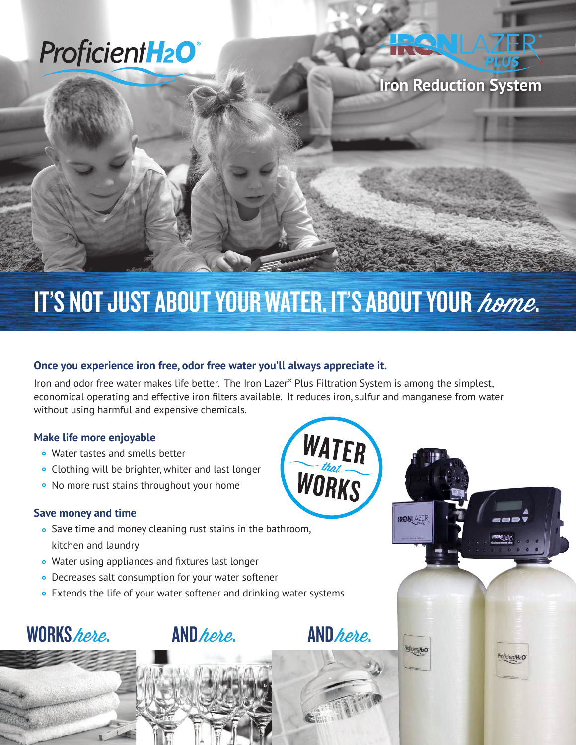ProficientH2O®

IRONLAZER® PLUS

Iron Reduction System

# IT'S NOT JUST ABOUT YOUR WATER. IT'S ABOUT YOUR *home*.

### Once you experience iron free, odor free water you'll always appreciate it.

Iron and odor free water makes life better. The Iron Lazer® Plus Filtration System is among the simplest, economical operating and effective iron filters available. It reduces iron, sulfur and manganese from water without using harmful and expensive chemicals.

WATER *that* WORKS

### Make life more enjoyable

- Water tastes and smells better
- Clothing will be brighter, whiter and last longer
- No more rust stains throughout your home

### Save money and time

- Save time and money cleaning rust stains in the bathroom, kitchen and laundry
- Water using appliances and fixtures last longer
- Decreases salt consumption for your water softener
- Extends the life of your water softener and drinking water systems

## WORKS *here*. AND *here*. AND *here*.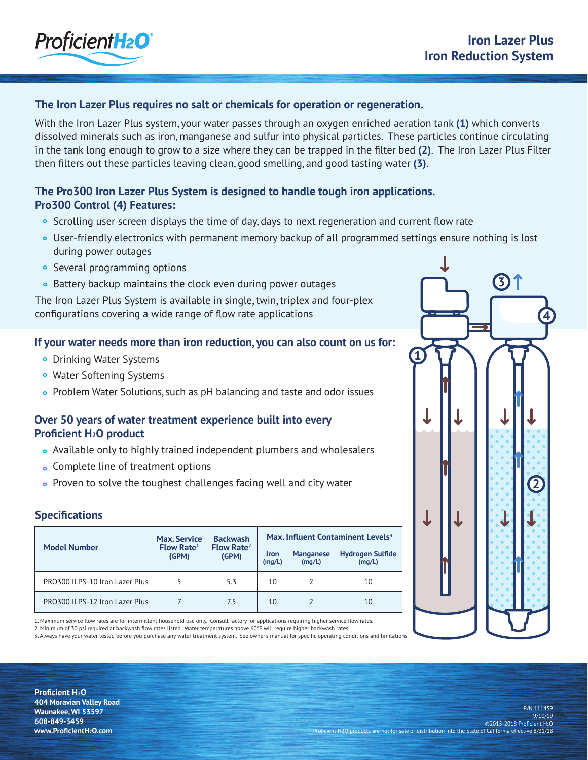# Iron Lazer Plus Iron Reduction System

## The Iron Lazer Plus requires no salt or chemicals for operation or regeneration.

With the Iron Lazer Plus system, your water passes through an oxygen enriched aeration tank **(1)** which converts dissolved minerals such as iron, manganese and sulfur into physical particles. These particles continue circulating in the tank long enough to grow to a size where they can be trapped in the filter bed **(2)**. The Iron Lazer Plus Filter then filters out these particles leaving clean, good smelling, and good tasting water **(3)**.

## The Pro300 Iron Lazer Plus System is designed to handle tough iron applications. Pro300 Control (4) Features:

- Scrolling user screen displays the time of day, days to next regeneration and current flow rate
- User-friendly electronics with permanent memory backup of all programmed settings ensure nothing is lost during power outages
- Several programming options
- Battery backup maintains the clock even during power outages

The Iron Lazer Plus System is available in single, twin, triplex and four-plex configurations covering a wide range of flow rate applications

## If your water needs more than iron reduction, you can also count on us for:

- Drinking Water Systems
- Water Softening Systems
- Problem Water Solutions, such as pH balancing and taste and odor issues

## Over 50 years of water treatment experience built into every Proficient $H_2O$ product

- Available only to highly trained independent plumbers and wholesalers
- Complete line of treatment options
- Proven to solve the toughest challenges facing well and city water

## Specifications

| Model Number | Max. Service Flow Rate[1] (GPM) | Backwash Flow Rate[2] (GPM) | Max. Influent Contaminent Levels[3] | | |
|---|---|---|---|---|---|
| | | | Iron (mg/L) | Manganese (mg/L) | Hydrogen Sulfide (mg/L) |
| PRO300 ILPS-10 Iron Lazer Plus | 5 | 5.3 | 10 | 2 | 10 |
| PRO300 ILPS-12 Iron Lazer Plus | 7 | 7.5 | 10 | 2 | 10 |

1. Maximum service flow rates are for intermittent household use only. Consult factory for applications requiring higher service flow rates.
2. Minimum of 30 psi required at backwash flow rates listed. Water temperatures above 60°F will require higher backwash rates.
3. Always have your water tested before you purchase any water treatment system. See owner's manual for specific operating conditions and limitations.

**Proficient $H_2O$**
**404 Moravian Valley Road**
**Waunakee, WI 53597**
**608-849-3459**
**www.Proficient$H_2O$.com**

P/N 111459
9/10/19
©2015-2018 Proficient $H_2O$
Proficient H2O products are not for sale or distribution into the State of California effective 8/31/18